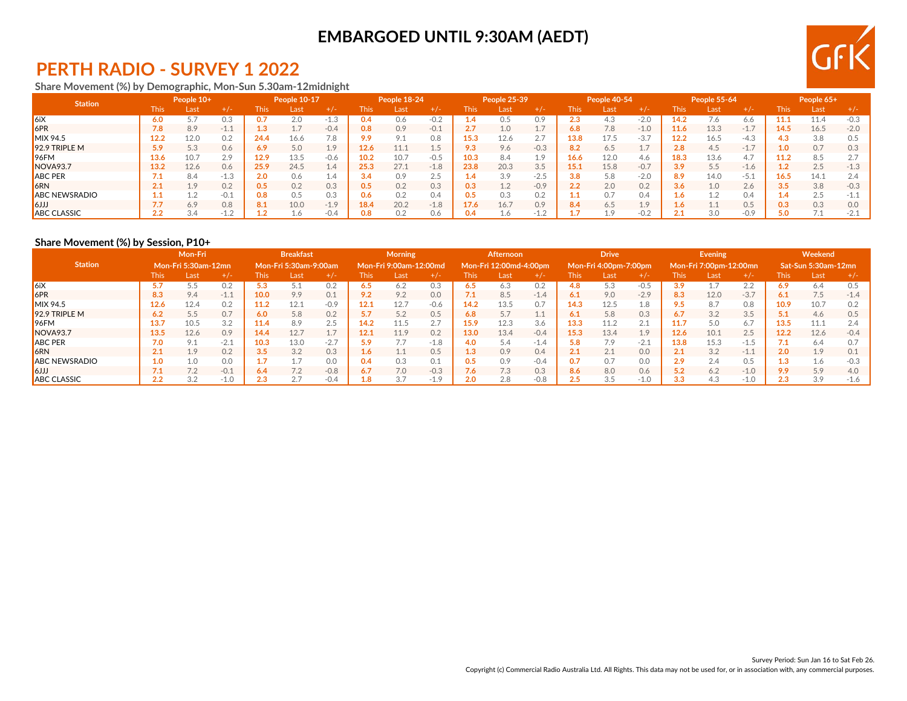# EMBARGOED UNTIL 9:30AM (AEDT)

## PERTH RADIO - SURVEY 1 2022

### Share Movement (%) by Demographic, Mon-Sun 5.30am-12midnight

| Station | People 10+ | | | People 10-17 | | | People 18-24 | | | People 25-39 | | | People 40-54 | | | People 55-64 | | | People 65+ | | |
|---|---|---|---|---|---|---|---|---|---|---|---|---|---|---|---|---|---|---|---|---|---|
| | This | Last | +/- | This | Last | +/- | This | Last | +/- | This | Last | +/- | This | Last | +/- | This | Last | +/- | This | Last | +/- |
| 6iX | 6.0 | 5.7 | 0.3 | 0.7 | 2.0 | -1.3 | 0.4 | 0.6 | -0.2 | 1.4 | 0.5 | 0.9 | 2.3 | 4.3 | -2.0 | 14.2 | 7.6 | 6.6 | 11.1 | 11.4 | -0.3 |
| 6PR | 7.8 | 8.9 | -1.1 | 1.3 | 1.7 | -0.4 | 0.8 | 0.9 | -0.1 | 2.7 | 1.0 | 1.7 | 6.8 | 7.8 | -1.0 | 11.6 | 13.3 | -1.7 | 14.5 | 16.5 | -2.0 |
| MIX 94.5 | 12.2 | 12.0 | 0.2 | 24.4 | 16.6 | 7.8 | 9.9 | 9.1 | 0.8 | 15.3 | 12.6 | 2.7 | 13.8 | 17.5 | -3.7 | 12.2 | 16.5 | -4.3 | 4.3 | 3.8 | 0.5 |
| 92.9 TRIPLE M | 5.9 | 5.3 | 0.6 | 6.9 | 5.0 | 1.9 | 12.6 | 11.1 | 1.5 | 9.3 | 9.6 | -0.3 | 8.2 | 6.5 | 1.7 | 2.8 | 4.5 | -1.7 | 1.0 | 0.7 | 0.3 |
| 96FM | 13.6 | 10.7 | 2.9 | 12.9 | 13.5 | -0.6 | 10.2 | 10.7 | -0.5 | 10.3 | 8.4 | 1.9 | 16.6 | 12.0 | 4.6 | 18.3 | 13.6 | 4.7 | 11.2 | 8.5 | 2.7 |
| NOVA93.7 | 13.2 | 12.6 | 0.6 | 25.9 | 24.5 | 1.4 | 25.3 | 27.1 | -1.8 | 23.8 | 20.3 | 3.5 | 15.1 | 15.8 | -0.7 | 3.9 | 5.5 | -1.6 | 1.2 | 2.5 | -1.3 |
| ABC PER | 7.1 | 8.4 | -1.3 | 2.0 | 0.6 | 1.4 | 3.4 | 0.9 | 2.5 | 1.4 | 3.9 | -2.5 | 3.8 | 5.8 | -2.0 | 8.9 | 14.0 | -5.1 | 16.5 | 14.1 | 2.4 |
| 6RN | 2.1 | 1.9 | 0.2 | 0.5 | 0.2 | 0.3 | 0.5 | 0.2 | 0.3 | 0.3 | 1.2 | -0.9 | 2.2 | 2.0 | 0.2 | 3.6 | 1.0 | 2.6 | 3.5 | 3.8 | -0.3 |
| ABC NEWSRADIO | 1.1 | 1.2 | -0.1 | 0.8 | 0.5 | 0.3 | 0.6 | 0.2 | 0.4 | 0.5 | 0.3 | 0.2 | 1.1 | 0.7 | 0.4 | 1.6 | 1.2 | 0.4 | 1.4 | 2.5 | -1.1 |
| 6JJJ | 7.7 | 6.9 | 0.8 | 8.1 | 10.0 | -1.9 | 18.4 | 20.2 | -1.8 | 17.6 | 16.7 | 0.9 | 8.4 | 6.5 | 1.9 | 1.6 | 1.1 | 0.5 | 0.3 | 0.3 | 0.0 |
| ABC CLASSIC | 2.2 | 3.4 | -1.2 | 1.2 | 1.6 | -0.4 | 0.8 | 0.2 | 0.6 | 0.4 | 1.6 | -1.2 | 1.7 | 1.9 | -0.2 | 2.1 | 3.0 | -0.9 | 5.0 | 7.1 | -2.1 |

### Share Movement (%) by Session, P10+

| Station | Mon-Fri | | | Breakfast | | | Morning | | | Afternoon | | | Drive | | | Evening | | | Weekend | | |
|---|---|---|---|---|---|---|---|---|---|---|---|---|---|---|---|---|---|---|---|---|---|
| | Mon-Fri 5:30am-12mn | | | Mon-Fri 5:30am-9:00am | | | Mon-Fri 9:00am-12:00md | | | Mon-Fri 12:00md-4:00pm | | | Mon-Fri 4:00pm-7:00pm | | | Mon-Fri 7:00pm-12:00mn | | | Sat-Sun 5:30am-12mn | | |
| | This | Last | +/- | This | Last | +/- | This | Last | +/- | This | Last | +/- | This | Last | +/- | This | Last | +/- | This | Last | +/- |
| 6iX | 5.7 | 5.5 | 0.2 | 5.3 | 5.1 | 0.2 | 6.5 | 6.2 | 0.3 | 6.5 | 6.3 | 0.2 | 4.8 | 5.3 | -0.5 | 3.9 | 1.7 | 2.2 | 6.9 | 6.4 | 0.5 |
| 6PR | 8.3 | 9.4 | -1.1 | 10.0 | 9.9 | 0.1 | 9.2 | 9.2 | 0.0 | 7.1 | 8.5 | -1.4 | 6.1 | 9.0 | -2.9 | 8.3 | 12.0 | -3.7 | 6.1 | 7.5 | -1.4 |
| MIX 94.5 | 12.6 | 12.4 | 0.2 | 11.2 | 12.1 | -0.9 | 12.1 | 12.7 | -0.6 | 14.2 | 13.5 | 0.7 | 14.3 | 12.5 | 1.8 | 9.5 | 8.7 | 0.8 | 10.9 | 10.7 | 0.2 |
| 92.9 TRIPLE M | 6.2 | 5.5 | 0.7 | 6.0 | 5.8 | 0.2 | 5.7 | 5.2 | 0.5 | 6.8 | 5.7 | 1.1 | 6.1 | 5.8 | 0.3 | 6.7 | 3.2 | 3.5 | 5.1 | 4.6 | 0.5 |
| 96FM | 13.7 | 10.5 | 3.2 | 11.4 | 8.9 | 2.5 | 14.2 | 11.5 | 2.7 | 15.9 | 12.3 | 3.6 | 13.3 | 11.2 | 2.1 | 11.7 | 5.0 | 6.7 | 13.5 | 11.1 | 2.4 |
| NOVA93.7 | 13.5 | 12.6 | 0.9 | 14.4 | 12.7 | 1.7 | 12.1 | 11.9 | 0.2 | 13.0 | 13.4 | -0.4 | 15.3 | 13.4 | 1.9 | 12.6 | 10.1 | 2.5 | 12.2 | 12.6 | -0.4 |
| ABC PER | 7.0 | 9.1 | -2.1 | 10.3 | 13.0 | -2.7 | 5.9 | 7.7 | -1.8 | 4.0 | 5.4 | -1.4 | 5.8 | 7.9 | -2.1 | 13.8 | 15.3 | -1.5 | 7.1 | 6.4 | 0.7 |
| 6RN | 2.1 | 1.9 | 0.2 | 3.5 | 3.2 | 0.3 | 1.6 | 1.1 | 0.5 | 1.3 | 0.9 | 0.4 | 2.1 | 2.1 | 0.0 | 2.1 | 3.2 | -1.1 | 2.0 | 1.9 | 0.1 |
| ABC NEWSRADIO | 1.0 | 1.0 | 0.0 | 1.7 | 1.7 | 0.0 | 0.4 | 0.3 | 0.1 | 0.5 | 0.9 | -0.4 | 0.7 | 0.7 | 0.0 | 2.9 | 2.4 | 0.5 | 1.3 | 1.6 | -0.3 |
| 6JJJ | 7.1 | 7.2 | -0.1 | 6.4 | 7.2 | -0.8 | 6.7 | 7.0 | -0.3 | 7.6 | 7.3 | 0.3 | 8.6 | 8.0 | 0.6 | 5.2 | 6.2 | -1.0 | 9.9 | 5.9 | 4.0 |
| ABC CLASSIC | 2.2 | 3.2 | -1.0 | 2.3 | 2.7 | -0.4 | 1.8 | 3.7 | -1.9 | 2.0 | 2.8 | -0.8 | 2.5 | 3.5 | -1.0 | 3.3 | 4.3 | -1.0 | 2.3 | 3.9 | -1.6 |

Survey Period: Sun Jan 16 to Sat Feb 26.

Copyright (c) Commercial Radio Australia Ltd. All Rights. This data may not be used for, or in association with, any commercial purposes.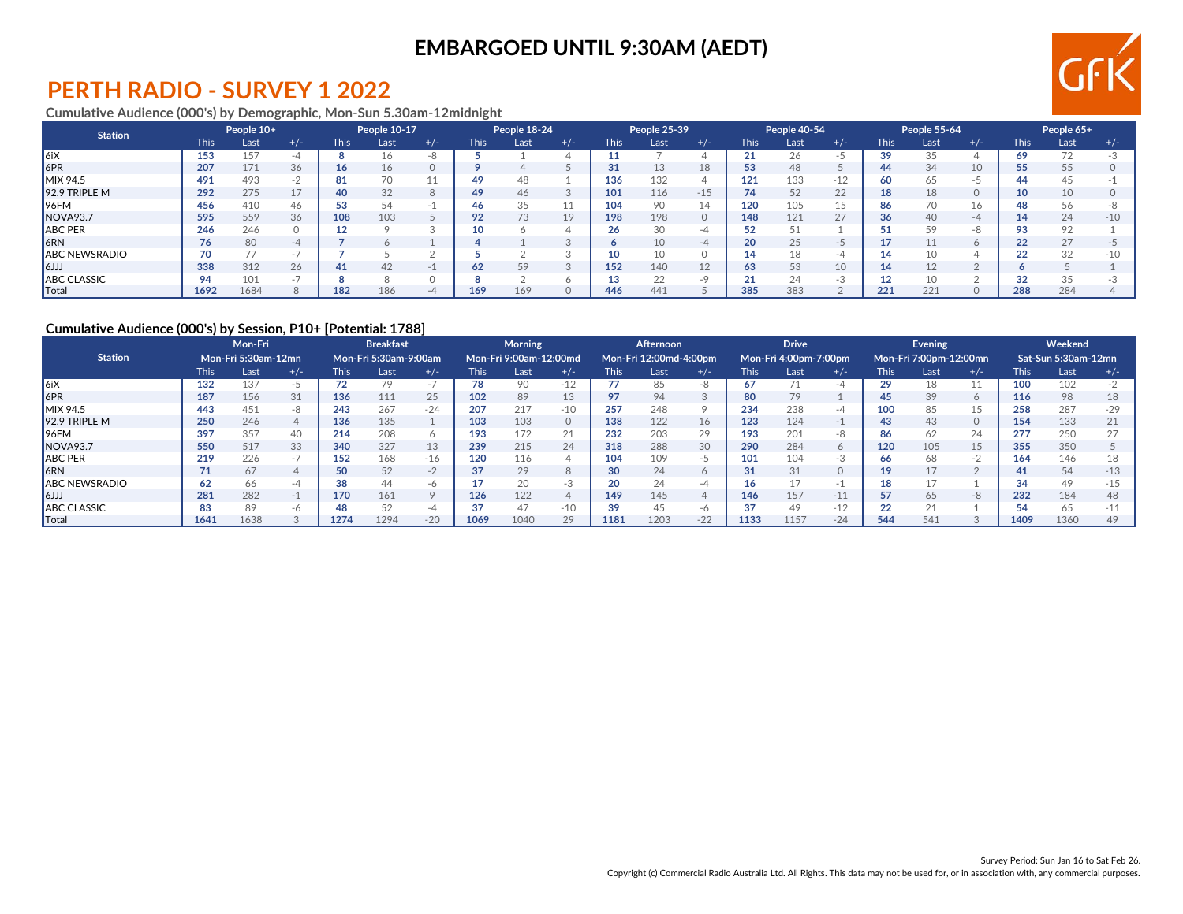# EMBARGOED UNTIL 9:30AM (AEDT)

## PERTH RADIO - SURVEY 1 2022

### Cumulative Audience (000's) by Demographic, Mon-Sun 5.30am-12midnight

| Station | People 10+ | | | People 10-17 | | | People 18-24 | | | People 25-39 | | | People 40-54 | | | People 55-64 | | | People 65+ | | |
|---|---|---|---|---|---|---|---|---|---|---|---|---|---|---|---|---|---|---|---|---|---|
| | This | Last | +/- | This | Last | +/- | This | Last | +/- | This | Last | +/- | This | Last | +/- | This | Last | +/- | This | Last | +/- |
| 6iX | **153** | 157 | -4 | **8** | 16 | -8 | **5** | 1 | 4 | **11** | 7 | 4 | **21** | 26 | -5 | **39** | 35 | 4 | **69** | 72 | -3 |
| 6PR | **207** | 171 | 36 | **16** | 16 | 0 | **9** | 4 | 5 | **31** | 13 | 18 | **53** | 48 | 5 | **44** | 34 | 10 | **55** | 55 | 0 |
| MIX 94.5 | **491** | 493 | -2 | **81** | 70 | 11 | **49** | 48 | 1 | **136** | 132 | 4 | **121** | 133 | -12 | **60** | 65 | -5 | **44** | 45 | -1 |
| 92.9 TRIPLE M | **292** | 275 | 17 | **40** | 32 | 8 | **49** | 46 | 3 | **101** | 116 | -15 | **74** | 52 | 22 | **18** | 18 | 0 | **10** | 10 | 0 |
| 96FM | **456** | 410 | 46 | **53** | 54 | -1 | **46** | 35 | 11 | **104** | 90 | 14 | **120** | 105 | 15 | **86** | 70 | 16 | **48** | 56 | -8 |
| NOVA93.7 | **595** | 559 | 36 | **108** | 103 | 5 | **92** | 73 | 19 | **198** | 198 | 0 | **148** | 121 | 27 | **36** | 40 | -4 | **14** | 24 | -10 |
| ABC PER | **246** | 246 | 0 | **12** | 9 | 3 | **10** | 6 | 4 | **26** | 30 | -4 | **52** | 51 | 1 | **51** | 59 | -8 | **93** | 92 | 1 |
| 6RN | **76** | 80 | -4 | **7** | 6 | 1 | **4** | 1 | 3 | **6** | 10 | -4 | **20** | 25 | -5 | **17** | 11 | 6 | **22** | 27 | -5 |
| ABC NEWSRADIO | **70** | 77 | -7 | **7** | 5 | 2 | **5** | 2 | 3 | **10** | 10 | 0 | **14** | 18 | -4 | **14** | 10 | 4 | **22** | 32 | -10 |
| 6JJJ | **338** | 312 | 26 | **41** | 42 | -1 | **62** | 59 | 3 | **152** | 140 | 12 | **63** | 53 | 10 | **14** | 12 | 2 | **6** | 5 | 1 |
| ABC CLASSIC | **94** | 101 | -7 | **8** | 8 | 0 | **8** | 2 | 6 | **13** | 22 | -9 | **21** | 24 | -3 | **12** | 10 | 2 | **32** | 35 | -3 |
| Total | **1692** | 1684 | 8 | **182** | 186 | -4 | **169** | 169 | 0 | **446** | 441 | 5 | **385** | 383 | 2 | **221** | 221 | 0 | **288** | 284 | 4 |

### Cumulative Audience (000's) by Session, P10+ [Potential: 1788]

| Station | Mon-Fri Mon-Fri 5:30am-12mn | | | Breakfast Mon-Fri 5:30am-9:00am | | | Morning Mon-Fri 9:00am-12:00md | | | Afternoon Mon-Fri 12:00md-4:00pm | | | Drive Mon-Fri 4:00pm-7:00pm | | | Evening Mon-Fri 7:00pm-12:00mn | | | Weekend Sat-Sun 5:30am-12mn | | |
|---|---|---|---|---|---|---|---|---|---|---|---|---|---|---|---|---|---|---|---|---|---|
| | This | Last | +/- | This | Last | +/- | This | Last | +/- | This | Last | +/- | This | Last | +/- | This | Last | +/- | This | Last | +/- |
| 6iX | **132** | 137 | -5 | **72** | 79 | -7 | **78** | 90 | -12 | **77** | 85 | -8 | **67** | 71 | -4 | **29** | 18 | 11 | **100** | 102 | -2 |
| 6PR | **187** | 156 | 31 | **136** | 111 | 25 | **102** | 89 | 13 | **97** | 94 | 3 | **80** | 79 | 1 | **45** | 39 | 6 | **116** | 98 | 18 |
| MIX 94.5 | **443** | 451 | -8 | **243** | 267 | -24 | **207** | 217 | -10 | **257** | 248 | 9 | **234** | 238 | -4 | **100** | 85 | 15 | **258** | 287 | -29 |
| 92.9 TRIPLE M | **250** | 246 | 4 | **136** | 135 | 1 | **103** | 103 | 0 | **138** | 122 | 16 | **123** | 124 | -1 | **43** | 43 | 0 | **154** | 133 | 21 |
| 96FM | **397** | 357 | 40 | **214** | 208 | 6 | **193** | 172 | 21 | **232** | 203 | 29 | **193** | 201 | -8 | **86** | 62 | 24 | **277** | 250 | 27 |
| NOVA93.7 | **550** | 517 | 33 | **340** | 327 | 13 | **239** | 215 | 24 | **318** | 288 | 30 | **290** | 284 | 6 | **120** | 105 | 15 | **355** | 350 | 5 |
| ABC PER | **219** | 226 | -7 | **152** | 168 | -16 | **120** | 116 | 4 | **104** | 109 | -5 | **101** | 104 | -3 | **66** | 68 | -2 | **164** | 146 | 18 |
| 6RN | **71** | 67 | 4 | **50** | 52 | -2 | **37** | 29 | 8 | **30** | 24 | 6 | **31** | 31 | 0 | **19** | 17 | 2 | **41** | 54 | -13 |
| ABC NEWSRADIO | **62** | 66 | -4 | **38** | 44 | -6 | **17** | 20 | -3 | **20** | 24 | -4 | **16** | 17 | -1 | **18** | 17 | 1 | **34** | 49 | -15 |
| 6JJJ | **281** | 282 | -1 | **170** | 161 | 9 | **126** | 122 | 4 | **149** | 145 | 4 | **146** | 157 | -11 | **57** | 65 | -8 | **232** | 184 | 48 |
| ABC CLASSIC | **83** | 89 | -6 | **48** | 52 | -4 | **37** | 47 | -10 | **39** | 45 | -6 | **37** | 49 | -12 | **22** | 21 | 1 | **54** | 65 | -11 |
| Total | **1641** | 1638 | 3 | **1274** | 1294 | -20 | **1069** | 1040 | 29 | **1181** | 1203 | -22 | **1133** | 1157 | -24 | **544** | 541 | 3 | **1409** | 1360 | 49 |

Survey Period: Sun Jan 16 to Sat Feb 26.

Copyright (c) Commercial Radio Australia Ltd. All Rights. This data may not be used for, or in association with, any commercial purposes.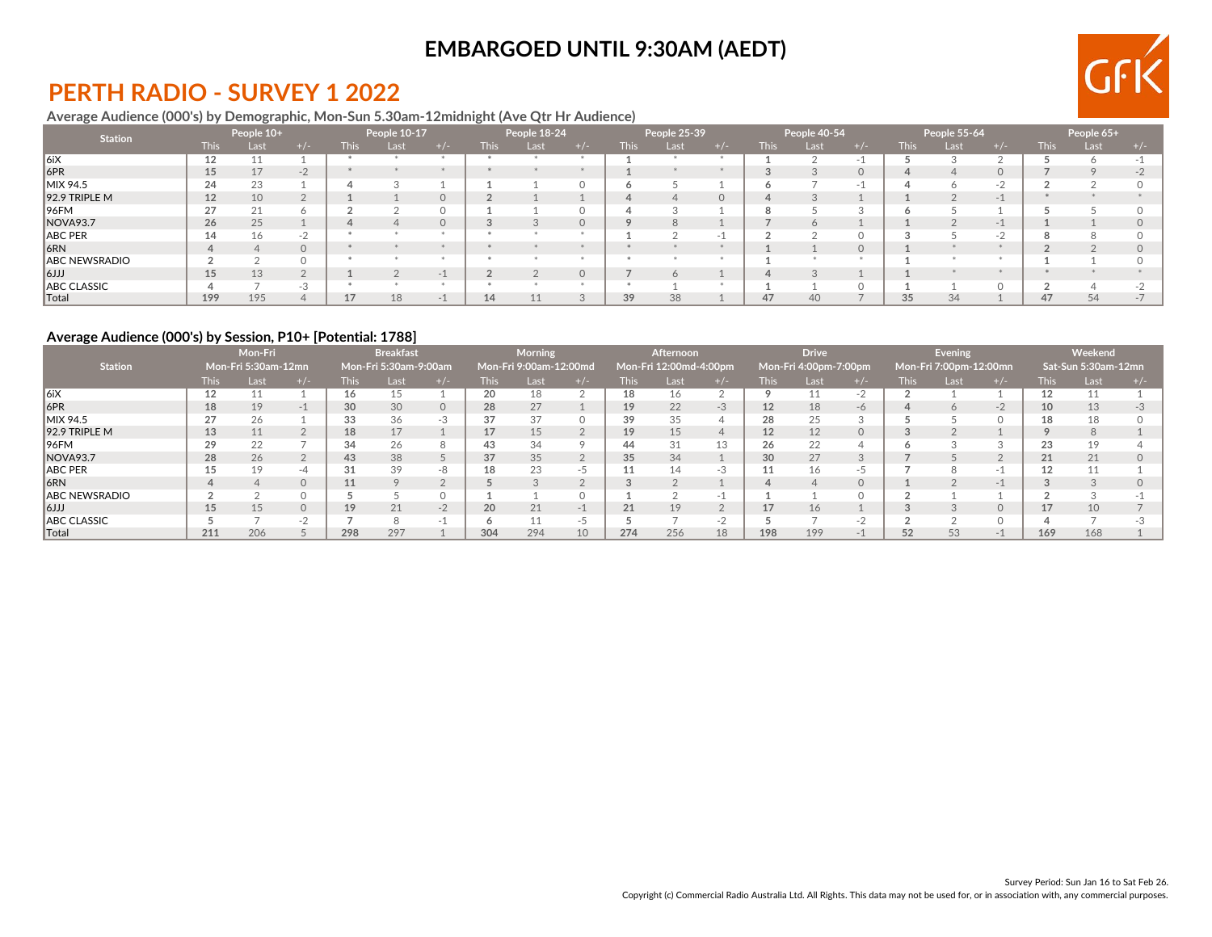**EMBARGOED UNTIL 9:30AM (AEDT)**

# PERTH RADIO - SURVEY 1 2022

**Average Audience (000's) by Demographic, Mon-Sun 5.30am-12midnight (Ave Qtr Hr Audience)**

| Station | People 10+ | | | People 10-17 | | | People 18-24 | | | People 25-39 | | | People 40-54 | | | People 55-64 | | | People 65+ | | |
|---|---|---|---|---|---|---|---|---|---|---|---|---|---|---|---|---|---|---|---|---|---|
| | This | Last | +/- | This | Last | +/- | This | Last | +/- | This | Last | +/- | This | Last | +/- | This | Last | +/- | This | Last | +/- |
| 6iX | 12 | 11 | 1 | * | * | * | * | * | * | 1 | * | * | 1 | 2 | -1 | 5 | 3 | 2 | 5 | 6 | -1 |
| 6PR | 15 | 17 | -2 | * | * | * | * | * | * | 1 | * | * | 3 | 3 | 0 | 4 | 4 | 0 | 7 | 9 | -2 |
| MIX 94.5 | 24 | 23 | 1 | 4 | 3 | 1 | 1 | 1 | 0 | 6 | 5 | 1 | 6 | 7 | -1 | 4 | 6 | -2 | 2 | 2 | 0 |
| 92.9 TRIPLE M | 12 | 10 | 2 | 1 | 1 | 0 | 2 | 1 | 1 | 4 | 4 | 0 | 4 | 3 | 1 | 1 | 2 | -1 | * | * | * |
| 96FM | 27 | 21 | 6 | 2 | 2 | 0 | 1 | 1 | 0 | 4 | 3 | 1 | 8 | 5 | 3 | 6 | 5 | 1 | 5 | 5 | 0 |
| NOVA93.7 | 26 | 25 | 1 | 4 | 4 | 0 | 3 | 3 | 0 | 9 | 8 | 1 | 7 | 6 | 1 | 1 | 2 | -1 | 1 | 1 | 0 |
| ABC PER | 14 | 16 | -2 | * | * | * | * | * | * | 1 | 2 | -1 | 2 | 2 | 0 | 3 | 5 | -2 | 8 | 8 | 0 |
| 6RN | 4 | 4 | 0 | * | * | * | * | * | * | * | * | * | 1 | 1 | 0 | 1 | * | * | 2 | 2 | 0 |
| ABC NEWSRADIO | 2 | 2 | 0 | * | * | * | * | * | * | * | * | * | 1 | * | * | 1 | * | * | 1 | 1 | 0 |
| 6JJJ | 15 | 13 | 2 | 1 | 2 | -1 | 2 | 2 | 0 | 7 | 6 | 1 | 4 | 3 | 1 | 1 | * | * | * | * | * |
| ABC CLASSIC | 4 | 7 | -3 | * | * | * | * | * | * | * | 1 | * | 1 | 1 | 0 | 1 | 1 | 0 | 2 | 4 | -2 |
| Total | 199 | 195 | 4 | 17 | 18 | -1 | 14 | 11 | 3 | 39 | 38 | 1 | 47 | 40 | 7 | 35 | 34 | 1 | 47 | 54 | -7 |

**Average Audience (000's) by Session, P10+ [Potential: 1788]**

| Station | Mon-Fri Mon-Fri 5:30am-12mn | | | Breakfast Mon-Fri 5:30am-9:00am | | | Morning Mon-Fri 9:00am-12:00md | | | Afternoon Mon-Fri 12:00md-4:00pm | | | Drive Mon-Fri 4:00pm-7:00pm | | | Evening Mon-Fri 7:00pm-12:00mn | | | Weekend Sat-Sun 5:30am-12mn | | |
|---|---|---|---|---|---|---|---|---|---|---|---|---|---|---|---|---|---|---|---|---|---|
| | This | Last | +/- | This | Last | +/- | This | Last | +/- | This | Last | +/- | This | Last | +/- | This | Last | +/- | This | Last | +/- |
| 6iX | 12 | 11 | 1 | 16 | 15 | 1 | 20 | 18 | 2 | 18 | 16 | 2 | 9 | 11 | -2 | 2 | 1 | 1 | 12 | 11 | 1 |
| 6PR | 18 | 19 | -1 | 30 | 30 | 0 | 28 | 27 | 1 | 19 | 22 | -3 | 12 | 18 | -6 | 4 | 6 | -2 | 10 | 13 | -3 |
| MIX 94.5 | 27 | 26 | 1 | 33 | 36 | -3 | 37 | 37 | 0 | 39 | 35 | 4 | 28 | 25 | 3 | 5 | 5 | 0 | 18 | 18 | 0 |
| 92.9 TRIPLE M | 13 | 11 | 2 | 18 | 17 | 1 | 17 | 15 | 2 | 19 | 15 | 4 | 12 | 12 | 0 | 3 | 2 | 1 | 9 | 8 | 1 |
| 96FM | 29 | 22 | 7 | 34 | 26 | 8 | 43 | 34 | 9 | 44 | 31 | 13 | 26 | 22 | 4 | 6 | 3 | 3 | 23 | 19 | 4 |
| NOVA93.7 | 28 | 26 | 2 | 43 | 38 | 5 | 37 | 35 | 2 | 35 | 34 | 1 | 30 | 27 | 3 | 7 | 5 | 2 | 21 | 21 | 0 |
| ABC PER | 15 | 19 | -4 | 31 | 39 | -8 | 18 | 23 | -5 | 11 | 14 | -3 | 11 | 16 | -5 | 7 | 8 | -1 | 12 | 11 | 1 |
| 6RN | 4 | 4 | 0 | 11 | 9 | 2 | 5 | 3 | 2 | 3 | 2 | 1 | 4 | 4 | 0 | 1 | 2 | -1 | 3 | 3 | 0 |
| ABC NEWSRADIO | 2 | 2 | 0 | 5 | 5 | 0 | 1 | 1 | 0 | 1 | 2 | -1 | 1 | 1 | 0 | 2 | 1 | 1 | 2 | 3 | -1 |
| 6JJJ | 15 | 15 | 0 | 19 | 21 | -2 | 20 | 21 | -1 | 21 | 19 | 2 | 17 | 16 | 1 | 3 | 3 | 0 | 17 | 10 | 7 |
| ABC CLASSIC | 5 | 7 | -2 | 7 | 8 | -1 | 6 | 11 | -5 | 5 | 7 | -2 | 5 | 7 | -2 | 2 | 2 | 0 | 4 | 7 | -3 |
| Total | 211 | 206 | 5 | 298 | 297 | 1 | 304 | 294 | 10 | 274 | 256 | 18 | 198 | 199 | -1 | 52 | 53 | -1 | 169 | 168 | 1 |

Survey Period: Sun Jan 16 to Sat Feb 26.

Copyright (c) Commercial Radio Australia Ltd. All Rights. This data may not be used for, or in association with, any commercial purposes.